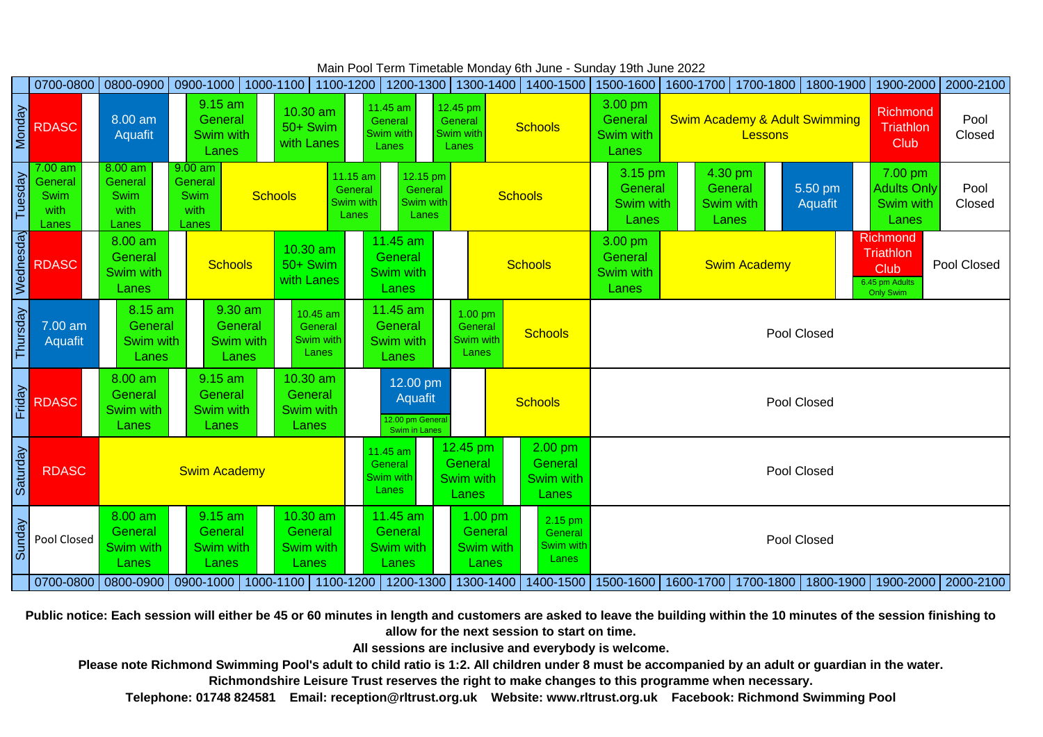Main Pool Term Timetable Monday 6th June - Sunday 19th June 2022

| | 0700-0800 | 0800-0900 | 0900-1000 | 1000-1100 | 1100-1200 | 1200-1300 | 1300-1400 | 1400-1500 | 1500-1600 | 1600-1700 | 1700-1800 | 1800-1900 | 1900-2000 | 2000-2100 |
|---|---|---|---|---|---|---|---|---|---|---|---|---|---|---|
| Monday | RDASC | 8.00 am Aquafit | 9.15 am General Swim with Lanes | 10.30 am 50+ Swim with Lanes | 11.45 am General Swim with Lanes | 12.45 pm General Swim with Lanes | Schools | | 3.00 pm General Swim with Lanes | Swim Academy & Adult Swimming Lessons | | | Richmond Triathlon Club | Pool Closed |
| Tuesday | 7.00 am General Swim with Lanes | 8.00 am General Swim with Lanes | 9.00 am General Swim with Lanes / Schools | | 11.15 am General Swim with Lanes | 12.15 pm General Swim with Lanes | Schools | | 3.15 pm General Swim with Lanes | 4.30 pm General Swim with Lanes | 5.50 pm Aquafit | | 7.00 pm Adults Only Swim with Lanes | Pool Closed |
| Wednesday | RDASC | 8.00 am General Swim with Lanes | Schools | 10.30 am 50+ Swim with Lanes | 11.45 am General Swim with Lanes | | Schools | | 3.00 pm General Swim with Lanes | Swim Academy | | | Richmond Triathlon Club 6.45 pm Adults Only Swim | Pool Closed |
| Thursday | 7.00 am Aquafit | 8.15 am General Swim with Lanes | 9.30 am General Swim with Lanes | 10.45 am General Swim with Lanes | 11.45 am General Swim with Lanes | 1.00 pm General Swim with Lanes | Schools | | Pool Closed | | | | | |
| Friday | RDASC | 8.00 am General Swim with Lanes | 9.15 am General Swim with Lanes | 10.30 am General Swim with Lanes | | 12.00 pm Aquafit 12.00 pm General Swim in Lanes | | Schools | Pool Closed | | | | | |
| Saturday | RDASC | Swim Academy | | | 11.45 am General Swim with Lanes | 12.45 pm General Swim with Lanes | | 2.00 pm General Swim with Lanes | Pool Closed | | | | | |
| Sunday | Pool Closed | 8.00 am General Swim with Lanes | 9.15 am General Swim with Lanes | 10.30 am General Swim with Lanes | 11.45 am General Swim with Lanes | | 1.00 pm General Swim with Lanes | 2.15 pm General Swim with Lanes | Pool Closed | | | | | |
| | 0700-0800 | 0800-0900 | 0900-1000 | 1000-1100 | 1100-1200 | 1200-1300 | 1300-1400 | 1400-1500 | 1500-1600 | 1600-1700 | 1700-1800 | 1800-1900 | 1900-2000 | 2000-2100 |

**Public notice: Each session will either be 45 or 60 minutes in length and customers are asked to leave the building within the 10 minutes of the session finishing to allow for the next session to start on time.**

**All sessions are inclusive and everybody is welcome.**

**Please note Richmond Swimming Pool's adult to child ratio is 1:2. All children under 8 must be accompanied by an adult or guardian in the water.**

**Richmondshire Leisure Trust reserves the right to make changes to this programme when necessary.**

**Telephone: 01748 824581 Email: reception@rltrust.org.uk Website: www.rltrust.org.uk Facebook: Richmond Swimming Pool**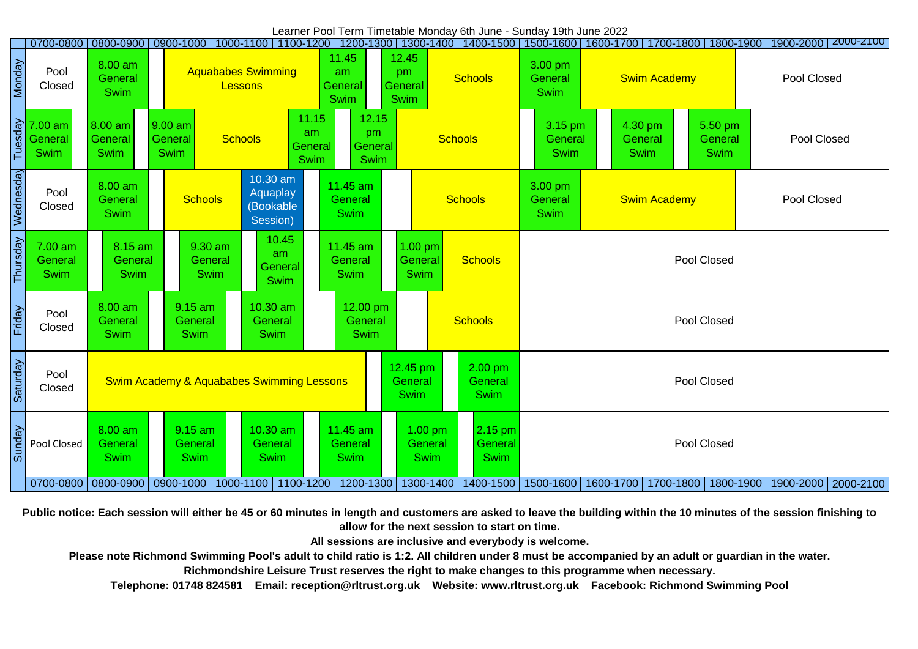Learner Pool Term Timetable Monday 6th June - Sunday 19th June 2022

| | 0700-0800 | 0800-0900 | 0900-1000 | 1000-1100 | 1100-1200 | 1200-1300 | 1300-1400 | 1400-1500 | 1500-1600 | 1600-1700 | 1700-1800 | 1800-1900 | 1900-2000 | 2000-2100 |
|---|---|---|---|---|---|---|---|---|---|---|---|---|---|---|
| Monday | Pool Closed | 8.00 am General Swim | Aquababes Swimming Lessons | | 11.45 am General Swim | 12.45 pm General Swim | Schools | | 3.00 pm General Swim | Swim Academy | | | Pool Closed | |
| Tuesday | 7.00 am General Swim | 8.00 am General Swim | 9.00 am General Swim | Schools | 11.15 am General Swim | 12.15 pm General Swim | Schools | | 3.15 pm General Swim | 4.30 pm General Swim | 5.50 pm General Swim | | Pool Closed | |
| Wednesday | Pool Closed | 8.00 am General Swim | Schools | 10.30 am Aquaplay (Bookable Session) | 11.45 am General Swim | | Schools | | 3.00 pm General Swim | Swim Academy | | | Pool Closed | |
| Thursday | 7.00 am General Swim | 8.15 am General Swim | 9.30 am General Swim | 10.45 am General Swim | 11.45 am General Swim | 1.00 pm General Swim | Schools | | Pool Closed | | | | | |
| Friday | Pool Closed | 8.00 am General Swim | 9.15 am General Swim | 10.30 am General Swim | 12.00 pm General Swim | | Schools | | Pool Closed | | | | | |
| Saturday | Pool Closed | Swim Academy & Aquababes Swimming Lessons | | | | | 12.45 pm General Swim | 2.00 pm General Swim | Pool Closed | | | | | |
| Sunday | Pool Closed | 8.00 am General Swim | 9.15 am General Swim | 10.30 am General Swim | 11.45 am General Swim | 1.00 pm General Swim | | 2.15 pm General Swim | Pool Closed | | | | | |
| | 0700-0800 | 0800-0900 | 0900-1000 | 1000-1100 | 1100-1200 | 1200-1300 | 1300-1400 | 1400-1500 | 1500-1600 | 1600-1700 | 1700-1800 | 1800-1900 | 1900-2000 | 2000-2100 |

**Public notice: Each session will either be 45 or 60 minutes in length and customers are asked to leave the building within the 10 minutes of the session finishing to allow for the next session to start on time.**

**All sessions are inclusive and everybody is welcome.**

**Please note Richmond Swimming Pool's adult to child ratio is 1:2. All children under 8 must be accompanied by an adult or guardian in the water.**

**Richmondshire Leisure Trust reserves the right to make changes to this programme when necessary.**

**Telephone: 01748 824581 Email: reception@rltrust.org.uk Website: www.rltrust.org.uk Facebook: Richmond Swimming Pool**